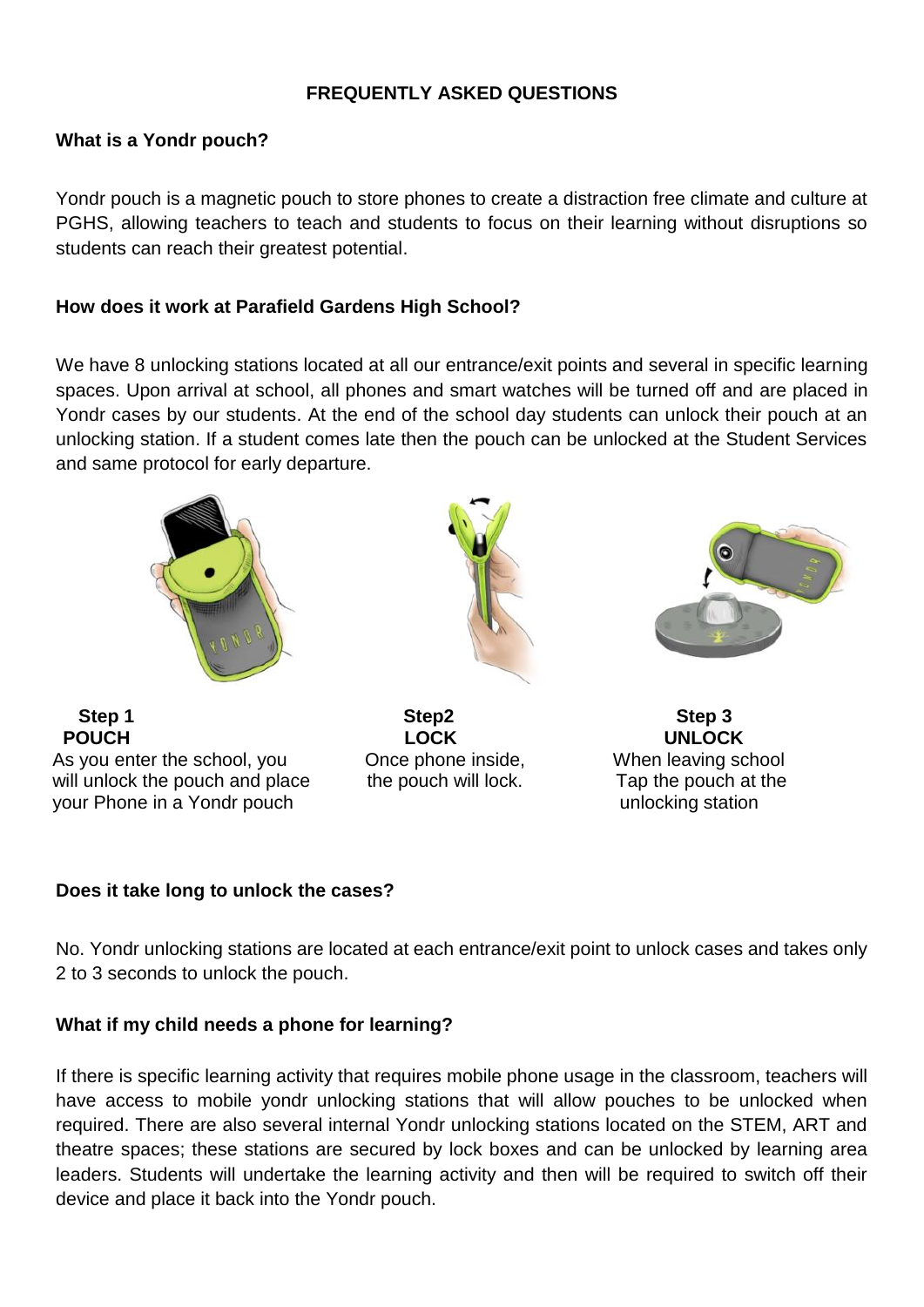## FREQUENTLY ASKED QUESTIONS

### What is a Yondr pouch?

Yondr pouch is a magnetic pouch to store phones to create a distraction free climate and culture at PGHS, allowing teachers to teach and students to focus on their learning without disruptions so students can reach their greatest potential.

### How does it work at Parafield Gardens High School?

We have 8 unlocking stations located at all our entrance/exit points and several in specific learning spaces. Upon arrival at school, all phones and smart watches will be turned off and are placed in Yondr cases by our students. At the end of the school day students can unlock their pouch at an unlocking station. If a student comes late then the pouch can be unlocked at the Student Services and same protocol for early departure.

**Step 1**
**POUCH**
As you enter the school, you will unlock the pouch and place your Phone in a Yondr pouch

**Step2**
**LOCK**
Once phone inside, the pouch will lock.

**Step 3**
**UNLOCK**
When leaving school Tap the pouch at the unlocking station

### Does it take long to unlock the cases?

No. Yondr unlocking stations are located at each entrance/exit point to unlock cases and takes only 2 to 3 seconds to unlock the pouch.

### What if my child needs a phone for learning?

If there is specific learning activity that requires mobile phone usage in the classroom, teachers will have access to mobile yondr unlocking stations that will allow pouches to be unlocked when required. There are also several internal Yondr unlocking stations located on the STEM, ART and theatre spaces; these stations are secured by lock boxes and can be unlocked by learning area leaders. Students will undertake the learning activity and then will be required to switch off their device and place it back into the Yondr pouch.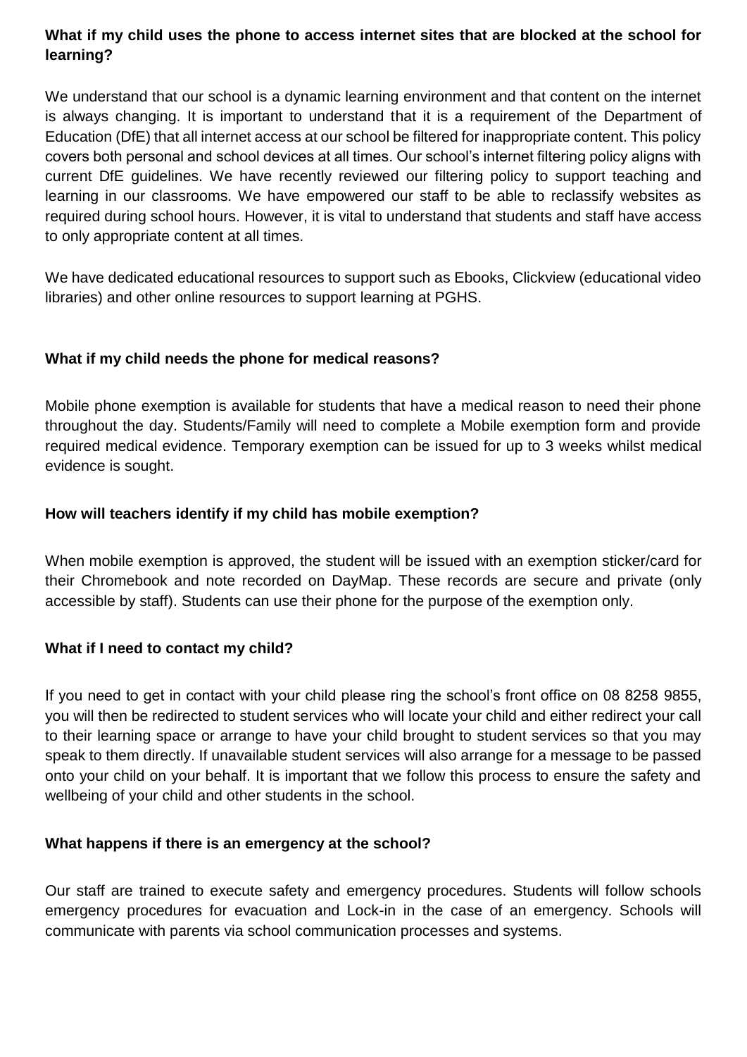**What if my child uses the phone to access internet sites that are blocked at the school for learning?**

We understand that our school is a dynamic learning environment and that content on the internet is always changing. It is important to understand that it is a requirement of the Department of Education (DfE) that all internet access at our school be filtered for inappropriate content. This policy covers both personal and school devices at all times. Our school's internet filtering policy aligns with current DfE guidelines. We have recently reviewed our filtering policy to support teaching and learning in our classrooms. We have empowered our staff to be able to reclassify websites as required during school hours. However, it is vital to understand that students and staff have access to only appropriate content at all times.

We have dedicated educational resources to support such as Ebooks, Clickview (educational video libraries) and other online resources to support learning at PGHS.

**What if my child needs the phone for medical reasons?**

Mobile phone exemption is available for students that have a medical reason to need their phone throughout the day. Students/Family will need to complete a Mobile exemption form and provide required medical evidence. Temporary exemption can be issued for up to 3 weeks whilst medical evidence is sought.

**How will teachers identify if my child has mobile exemption?**

When mobile exemption is approved, the student will be issued with an exemption sticker/card for their Chromebook and note recorded on DayMap. These records are secure and private (only accessible by staff). Students can use their phone for the purpose of the exemption only.

**What if I need to contact my child?**

If you need to get in contact with your child please ring the school's front office on 08 8258 9855, you will then be redirected to student services who will locate your child and either redirect your call to their learning space or arrange to have your child brought to student services so that you may speak to them directly. If unavailable student services will also arrange for a message to be passed onto your child on your behalf. It is important that we follow this process to ensure the safety and wellbeing of your child and other students in the school.

**What happens if there is an emergency at the school?**

Our staff are trained to execute safety and emergency procedures. Students will follow schools emergency procedures for evacuation and Lock-in in the case of an emergency. Schools will communicate with parents via school communication processes and systems.